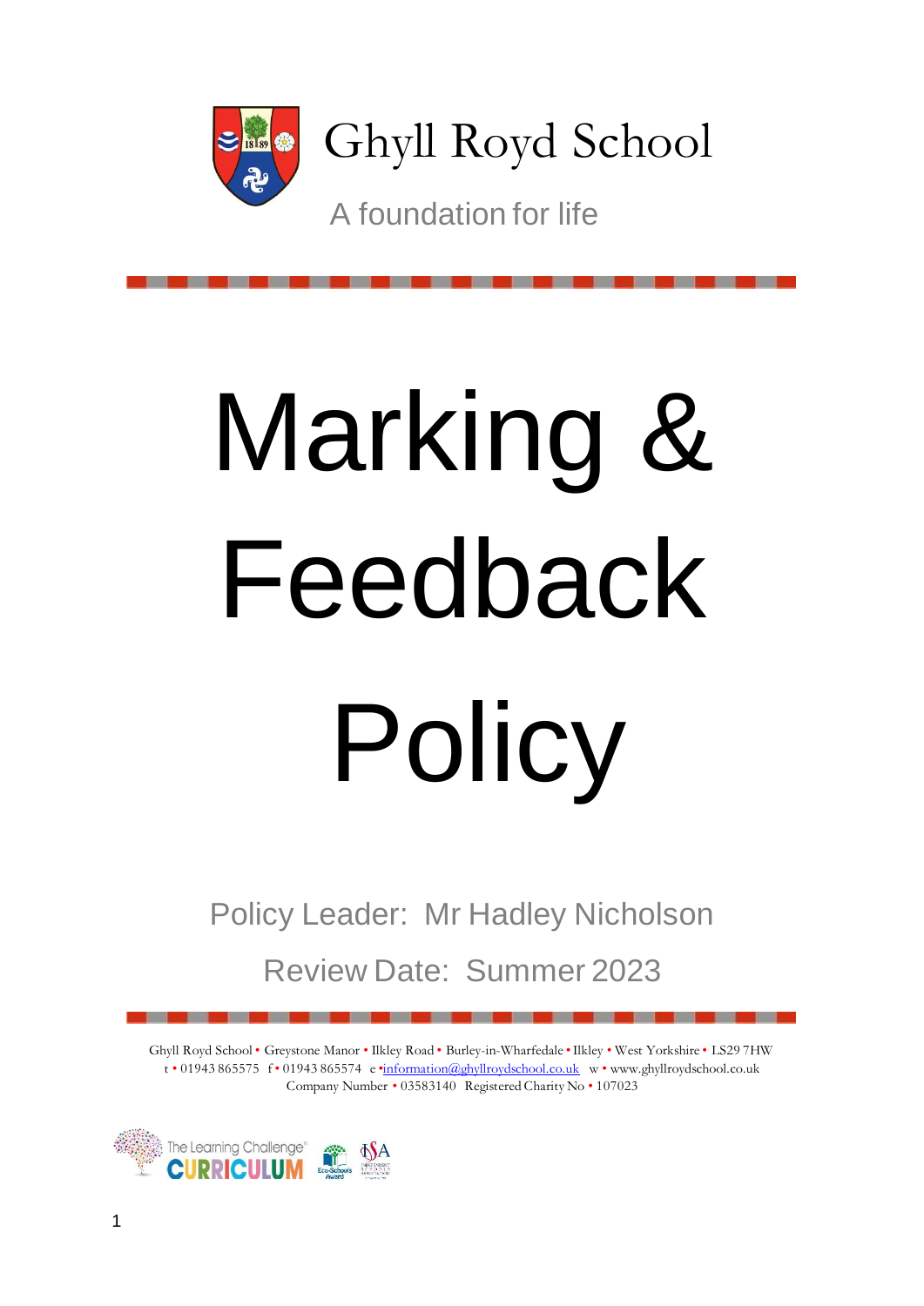Ghyll Royd School

A foundation for life

# Marking & Feedback Policy

Policy Leader: Mr Hadley Nicholson

Review Date: Summer 2023

Ghyll Royd School • Greystone Manor • Ilkley Road • Burley-in-Wharfedale • Ilkley • West Yorkshire • LS29 7HW
t • 01943 865575 f • 01943 865574 e • information@ghyllroydschool.co.uk w • www.ghyllroydschool.co.uk
Company Number • 03583140 Registered Charity No • 107023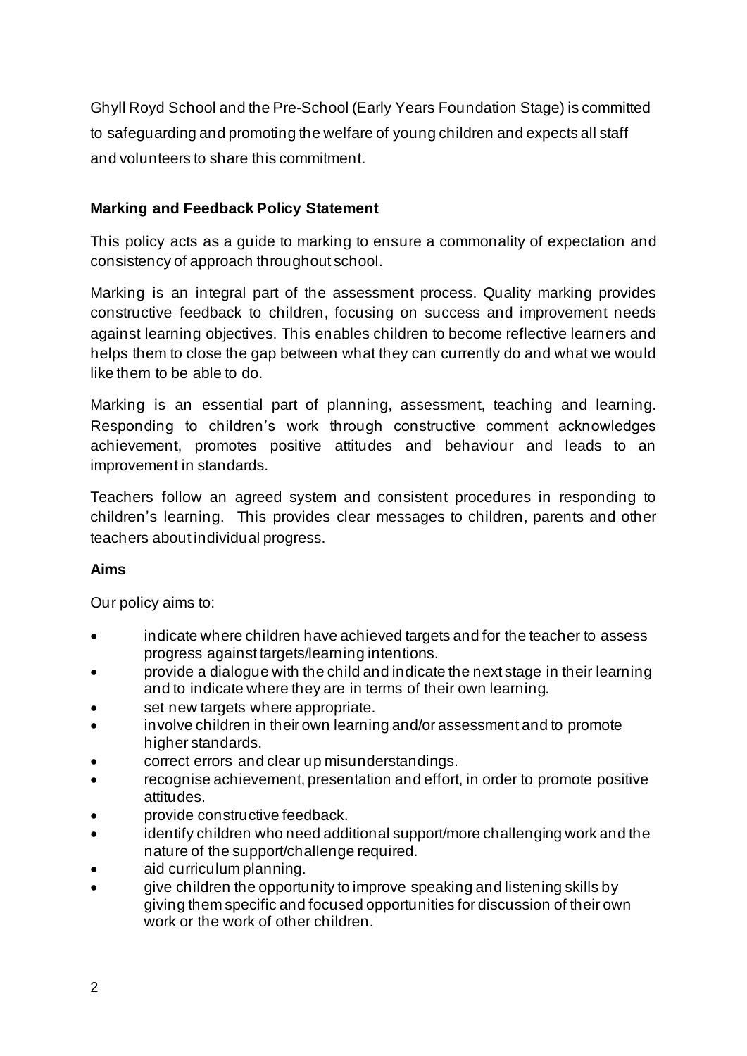Ghyll Royd School and the Pre-School (Early Years Foundation Stage) is committed to safeguarding and promoting the welfare of young children and expects all staff and volunteers to share this commitment.

**Marking and Feedback Policy Statement**

This policy acts as a guide to marking to ensure a commonality of expectation and consistency of approach throughout school.

Marking is an integral part of the assessment process. Quality marking provides constructive feedback to children, focusing on success and improvement needs against learning objectives. This enables children to become reflective learners and helps them to close the gap between what they can currently do and what we would like them to be able to do.

Marking is an essential part of planning, assessment, teaching and learning. Responding to children's work through constructive comment acknowledges achievement, promotes positive attitudes and behaviour and leads to an improvement in standards.

Teachers follow an agreed system and consistent procedures in responding to children's learning. This provides clear messages to children, parents and other teachers about individual progress.

**Aims**

Our policy aims to:

- indicate where children have achieved targets and for the teacher to assess progress against targets/learning intentions.
- provide a dialogue with the child and indicate the next stage in their learning and to indicate where they are in terms of their own learning.
- set new targets where appropriate.
- involve children in their own learning and/or assessment and to promote higher standards.
- correct errors and clear up misunderstandings.
- recognise achievement, presentation and effort, in order to promote positive attitudes.
- provide constructive feedback.
- identify children who need additional support/more challenging work and the nature of the support/challenge required.
- aid curriculum planning.
- give children the opportunity to improve speaking and listening skills by giving them specific and focused opportunities for discussion of their own work or the work of other children.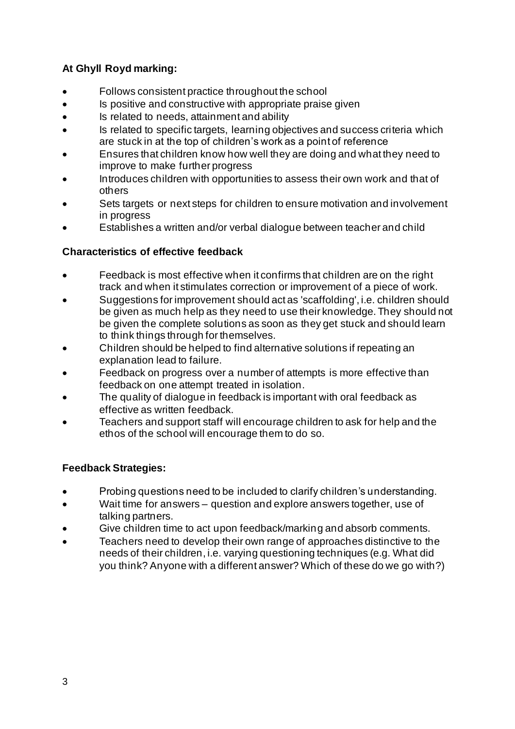**At Ghyll Royd marking:**

- Follows consistent practice throughout the school
- Is positive and constructive with appropriate praise given
- Is related to needs, attainment and ability
- Is related to specific targets, learning objectives and success criteria which are stuck in at the top of children's work as a point of reference
- Ensures that children know how well they are doing and what they need to improve to make further progress
- Introduces children with opportunities to assess their own work and that of others
- Sets targets or next steps for children to ensure motivation and involvement in progress
- Establishes a written and/or verbal dialogue between teacher and child

**Characteristics of effective feedback**

- Feedback is most effective when it confirms that children are on the right track and when it stimulates correction or improvement of a piece of work.
- Suggestions for improvement should act as 'scaffolding', i.e. children should be given as much help as they need to use their knowledge. They should not be given the complete solutions as soon as they get stuck and should learn to think things through for themselves.
- Children should be helped to find alternative solutions if repeating an explanation lead to failure.
- Feedback on progress over a number of attempts is more effective than feedback on one attempt treated in isolation.
- The quality of dialogue in feedback is important with oral feedback as effective as written feedback.
- Teachers and support staff will encourage children to ask for help and the ethos of the school will encourage them to do so.

**Feedback Strategies:**

- Probing questions need to be included to clarify children's understanding.
- Wait time for answers – question and explore answers together, use of talking partners.
- Give children time to act upon feedback/marking and absorb comments.
- Teachers need to develop their own range of approaches distinctive to the needs of their children, i.e. varying questioning techniques (e.g. What did you think? Anyone with a different answer? Which of these do we go with?)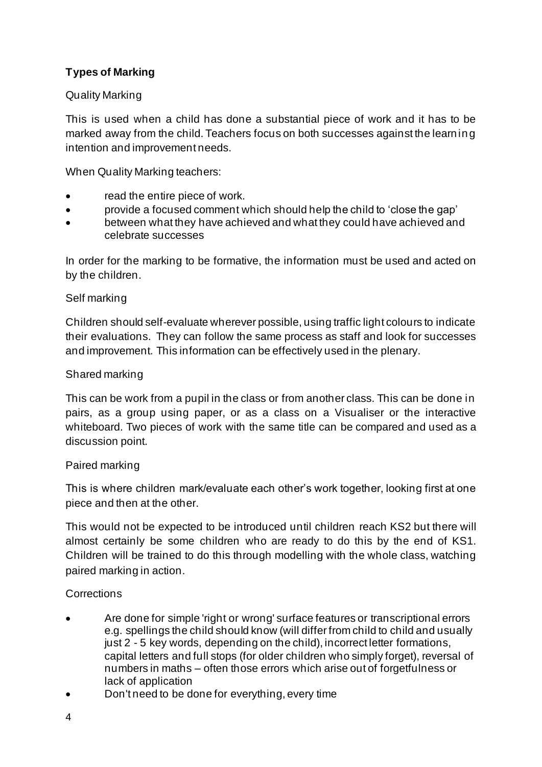**Types of Marking**

Quality Marking

This is used when a child has done a substantial piece of work and it has to be marked away from the child. Teachers focus on both successes against the learning intention and improvement needs.

When Quality Marking teachers:

- read the entire piece of work.
- provide a focused comment which should help the child to 'close the gap'
- between what they have achieved and what they could have achieved and celebrate successes

In order for the marking to be formative, the information must be used and acted on by the children.

Self marking

Children should self-evaluate wherever possible, using traffic light colours to indicate their evaluations. They can follow the same process as staff and look for successes and improvement. This information can be effectively used in the plenary.

Shared marking

This can be work from a pupil in the class or from another class. This can be done in pairs, as a group using paper, or as a class on a Visualiser or the interactive whiteboard. Two pieces of work with the same title can be compared and used as a discussion point.

Paired marking

This is where children mark/evaluate each other's work together, looking first at one piece and then at the other.

This would not be expected to be introduced until children reach KS2 but there will almost certainly be some children who are ready to do this by the end of KS1. Children will be trained to do this through modelling with the whole class, watching paired marking in action.

Corrections

- Are done for simple 'right or wrong' surface features or transcriptional errors e.g. spellings the child should know (will differ from child to child and usually just 2 - 5 key words, depending on the child), incorrect letter formations, capital letters and full stops (for older children who simply forget), reversal of numbers in maths – often those errors which arise out of forgetfulness or lack of application
- Don't need to be done for everything, every time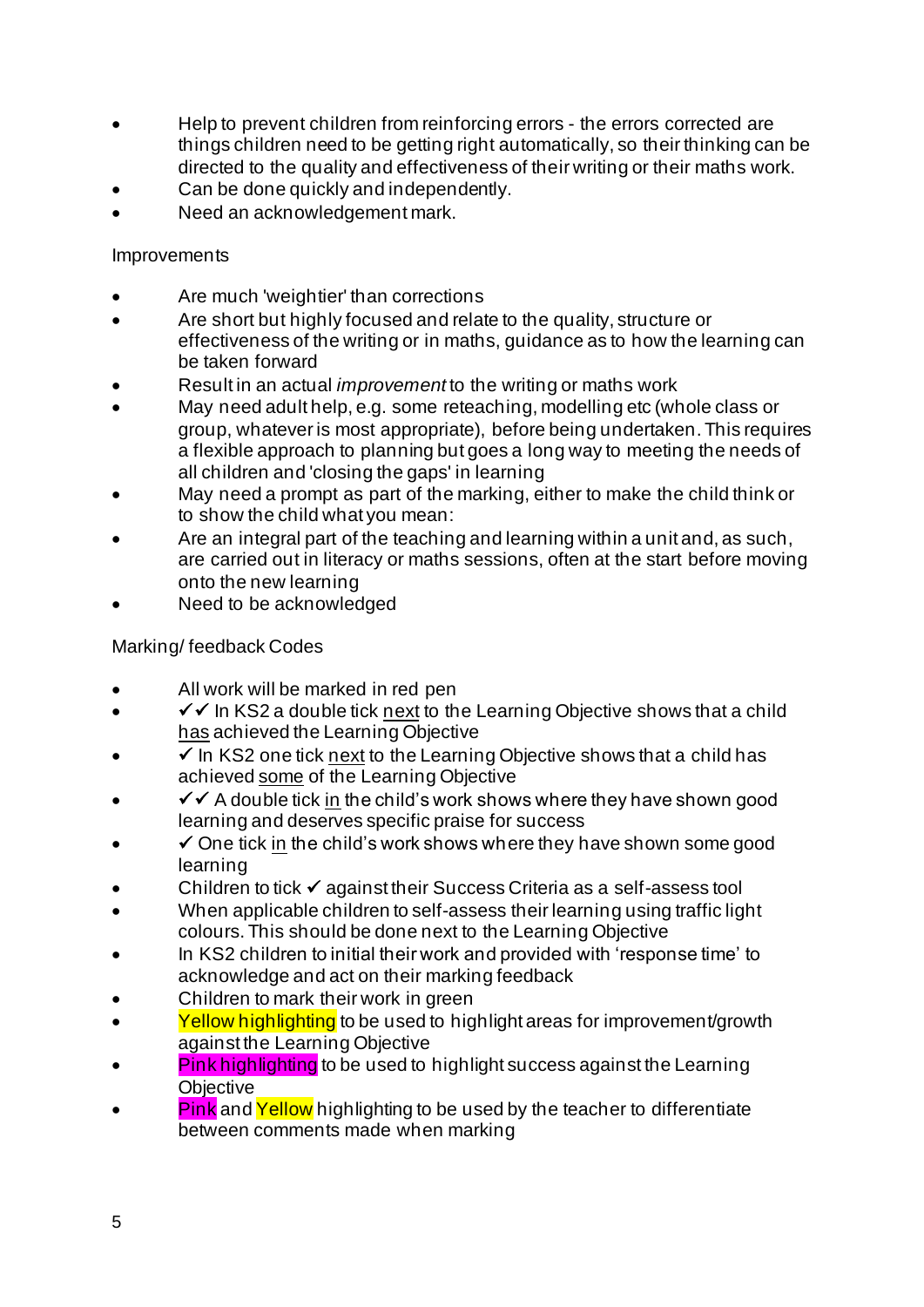- Help to prevent children from reinforcing errors - the errors corrected are things children need to be getting right automatically, so their thinking can be directed to the quality and effectiveness of their writing or their maths work.
- Can be done quickly and independently.
- Need an acknowledgement mark.

Improvements

- Are much 'weightier' than corrections
- Are short but highly focused and relate to the quality, structure or effectiveness of the writing or in maths, guidance as to how the learning can be taken forward
- Result in an actual *improvement* to the writing or maths work
- May need adult help, e.g. some reteaching, modelling etc (whole class or group, whatever is most appropriate), before being undertaken. This requires a flexible approach to planning but goes a long way to meeting the needs of all children and 'closing the gaps' in learning
- May need a prompt as part of the marking, either to make the child think or to show the child what you mean:
- Are an integral part of the teaching and learning within a unit and, as such, are carried out in literacy or maths sessions, often at the start before moving onto the new learning
- Need to be acknowledged

Marking/ feedback Codes

- All work will be marked in red pen
- ✓✓ In KS2 a double tick <u>next</u> to the Learning Objective shows that a child <u>has</u> achieved the Learning Objective
- ✓ In KS2 one tick <u>next</u> to the Learning Objective shows that a child has achieved <u>some</u> of the Learning Objective
- ✓✓ A double tick <u>in</u> the child's work shows where they have shown good learning and deserves specific praise for success
- ✓ One tick <u>in</u> the child's work shows where they have shown some good learning
- Children to tick ✓ against their Success Criteria as a self-assess tool
- When applicable children to self-assess their learning using traffic light colours. This should be done next to the Learning Objective
- In KS2 children to initial their work and provided with 'response time' to acknowledge and act on their marking feedback
- Children to mark their work in green
- Yellow highlighting to be used to highlight areas for improvement/growth against the Learning Objective
- Pink highlighting to be used to highlight success against the Learning Objective
- Pink and Yellow highlighting to be used by the teacher to differentiate between comments made when marking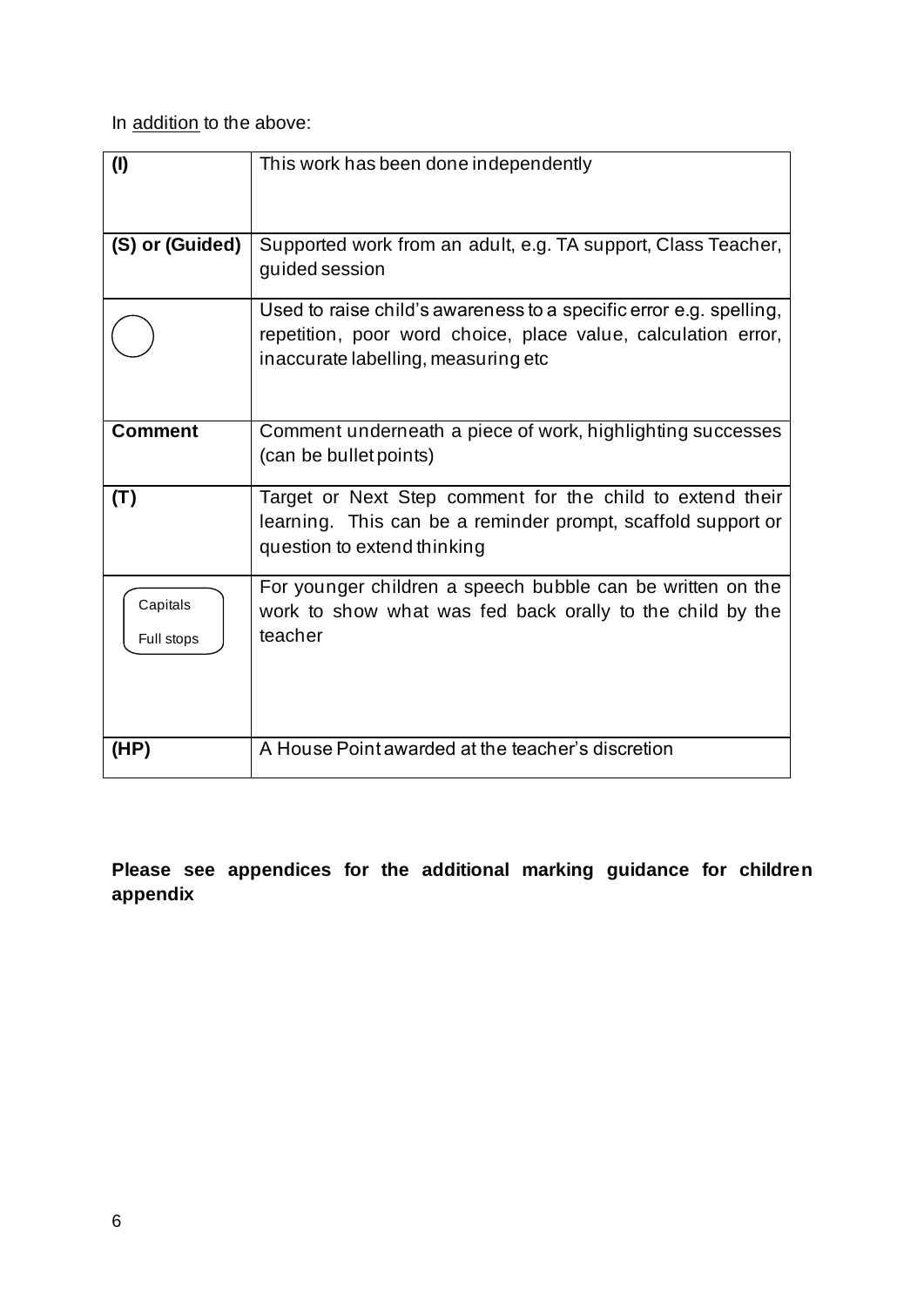In <u>addition</u> to the above:

| **(I)** | This work has been done independently |
|---|---|
| **(S) or (Guided)** | Supported work from an adult, e.g. TA support, Class Teacher, guided session |
| ◯ | Used to raise child's awareness to a specific error e.g. spelling, repetition, poor word choice, place value, calculation error, inaccurate labelling, measuring etc |
| **Comment** | Comment underneath a piece of work, highlighting successes (can be bullet points) |
| **(T)** | Target or Next Step comment for the child to extend their learning. This can be a reminder prompt, scaffold support or question to extend thinking |
| Capitals Full stops | For younger children a speech bubble can be written on the work to show what was fed back orally to the child by the teacher |
| **(HP)** | A House Point awarded at the teacher's discretion |

**Please see appendices for the additional marking guidance for children appendix**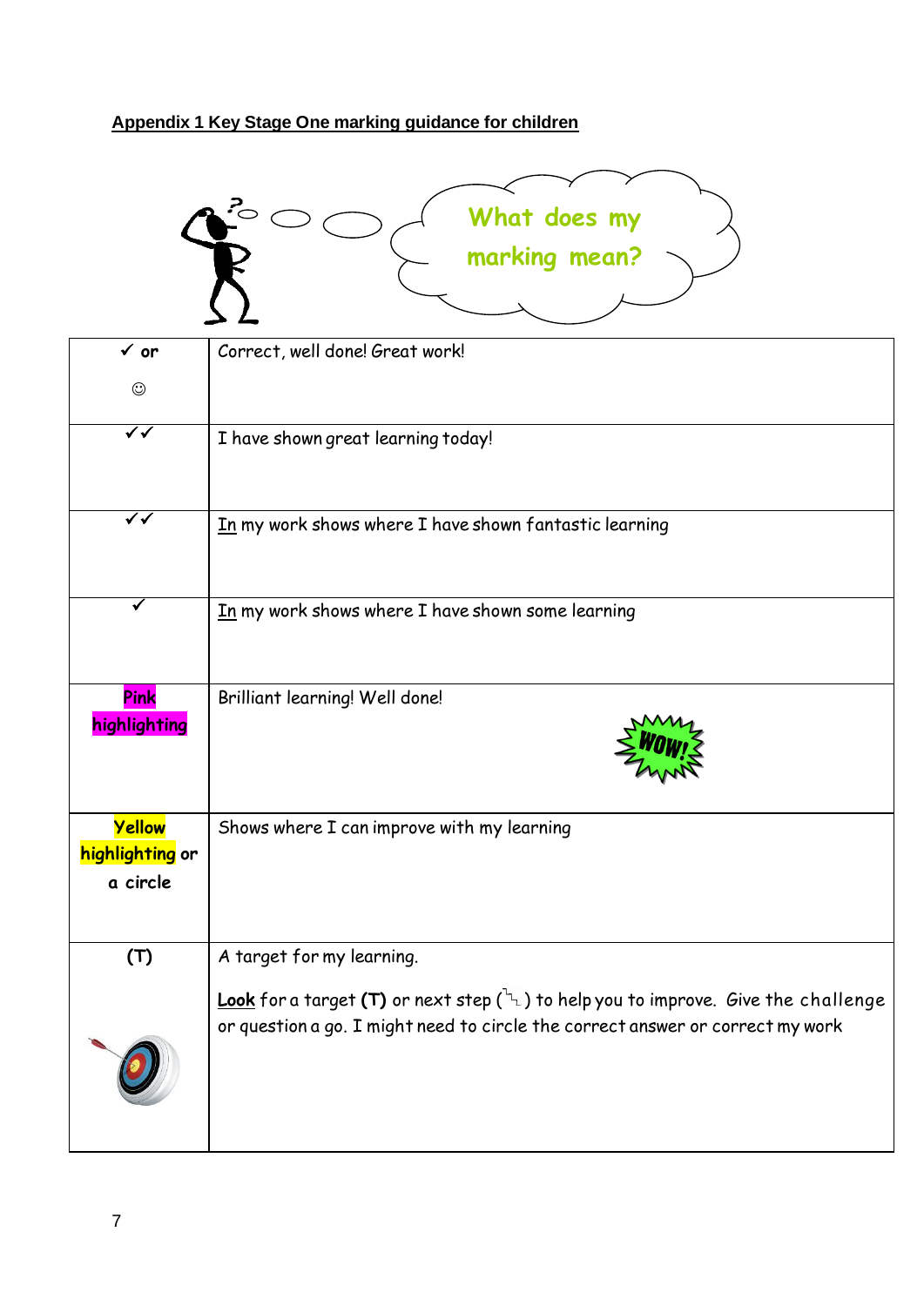**Appendix 1 Key Stage One marking guidance for children**

What does my marking mean?

| ✓ or ☺ | Correct, well done! Great work! |
|---|---|
| ✓✓ | I have shown great learning today! |
| ✓✓ | In my work shows where I have shown fantastic learning |
| ✓ | In my work shows where I have shown some learning |
| Pink highlighting | Brilliant learning! Well done! WOW! |
| Yellow highlighting or a circle | Shows where I can improve with my learning |
| (T) | A target for my learning. <br><br> Look for a target **(T)** or next step ( ) to help you to improve. Give the challenge or question a go. I might need to circle the correct answer or correct my work |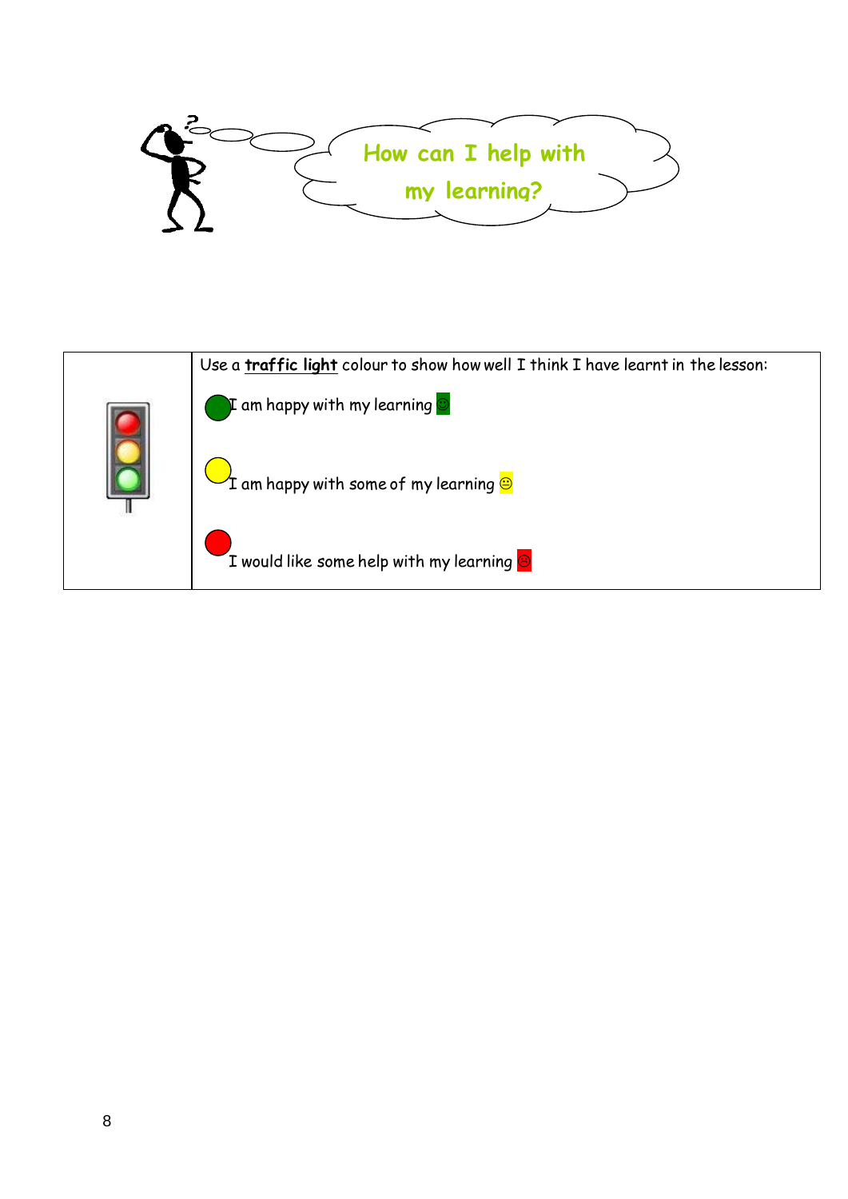## How can I help with my learning?

| | Use a **traffic light** colour to show how well I think I have learnt in the lesson: |
|---|---|
| | 🟢 I am happy with my learning ☺<br><br>🟡 I am happy with some of my learning 😐<br><br>🔴 I would like some help with my learning ☹ |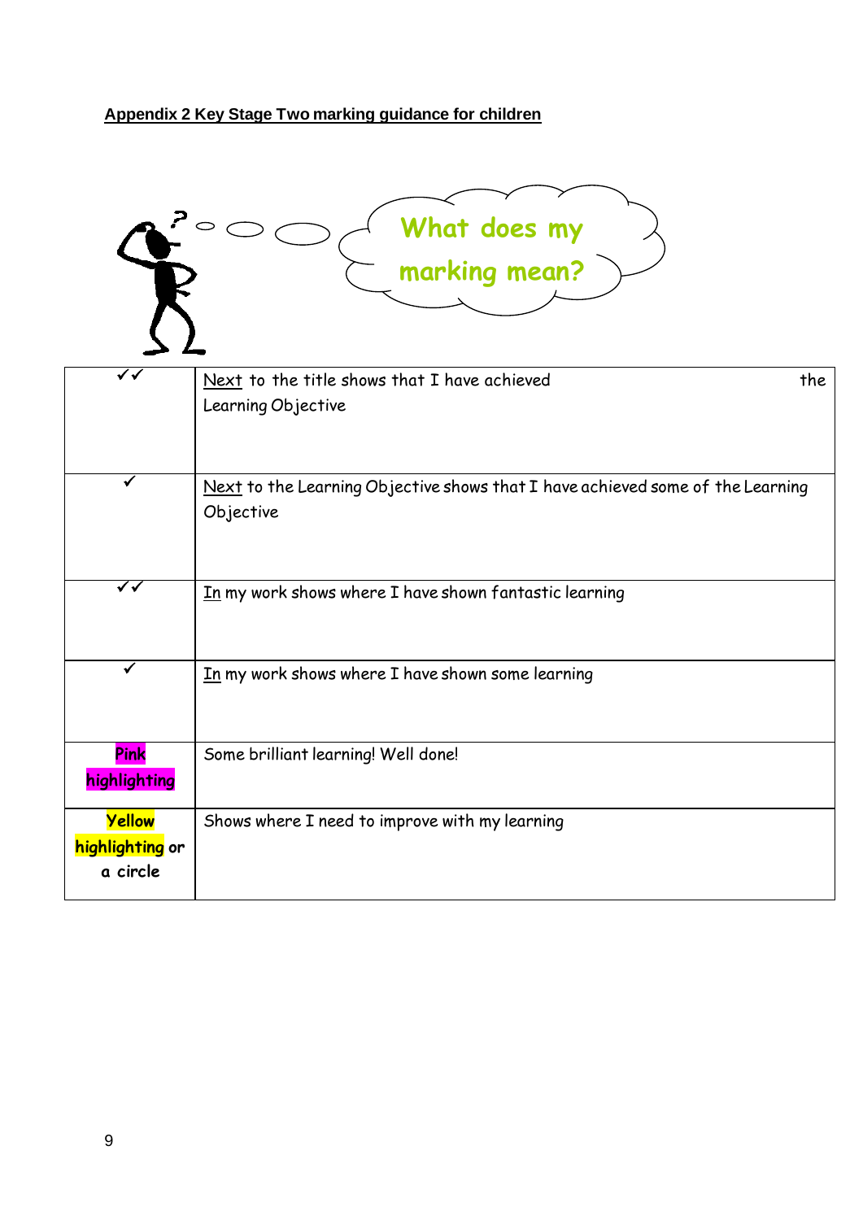**Appendix 2 Key Stage Two marking guidance for children**

What does my marking mean?

| | |
|---|---|
| ✓✓ | Next to the title shows that I have achieved the Learning Objective |
| ✓ | Next to the Learning Objective shows that I have achieved some of the Learning Objective |
| ✓✓ | In my work shows where I have shown fantastic learning |
| ✓ | In my work shows where I have shown some learning |
| Pink highlighting | Some brilliant learning! Well done! |
| Yellow highlighting or a circle | Shows where I need to improve with my learning |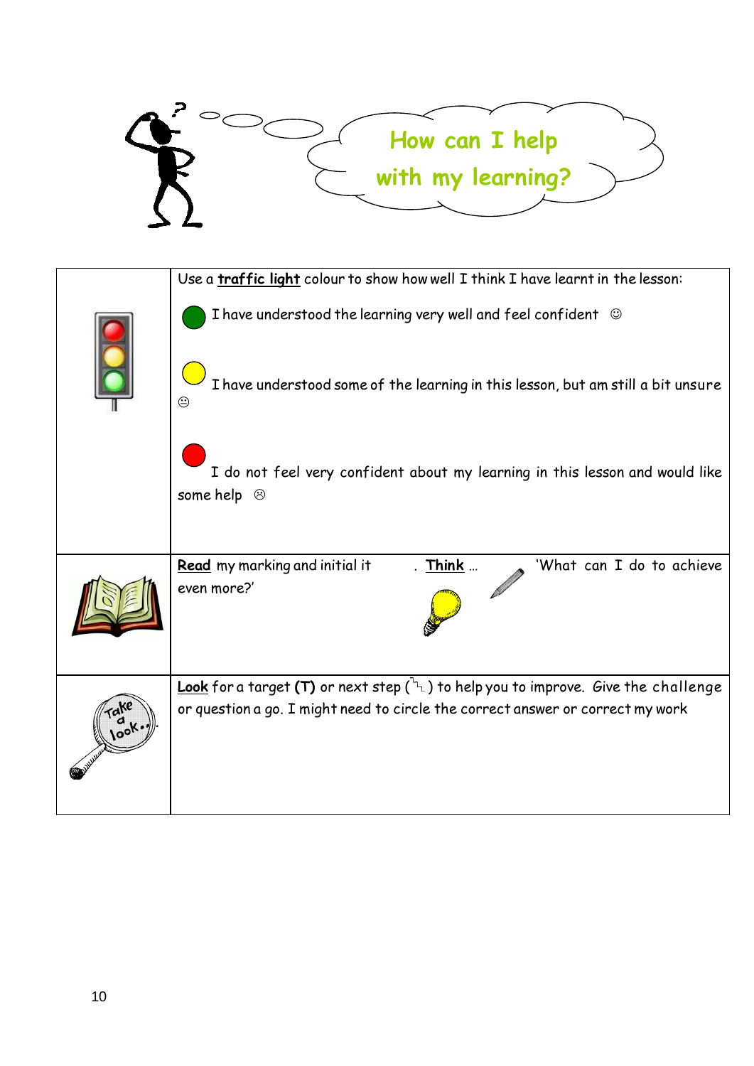# How can I help with my learning?

| | |
|---|---|
| | Use a **traffic light** colour to show how well I think I have learnt in the lesson:<br><br>I have understood the learning very well and feel confident ☺<br><br>I have understood some of the learning in this lesson, but am still a bit unsure 😐<br><br>I do not feel very confident about my learning in this lesson and would like some help ☹ |
| | **Read** my marking and initial it . **Think** … 'What can I do to achieve even more?' |
| | **Look** for a target **(T)** or next step ( ) to help you to improve. Give the challenge or question a go. I might need to circle the correct answer or correct my work |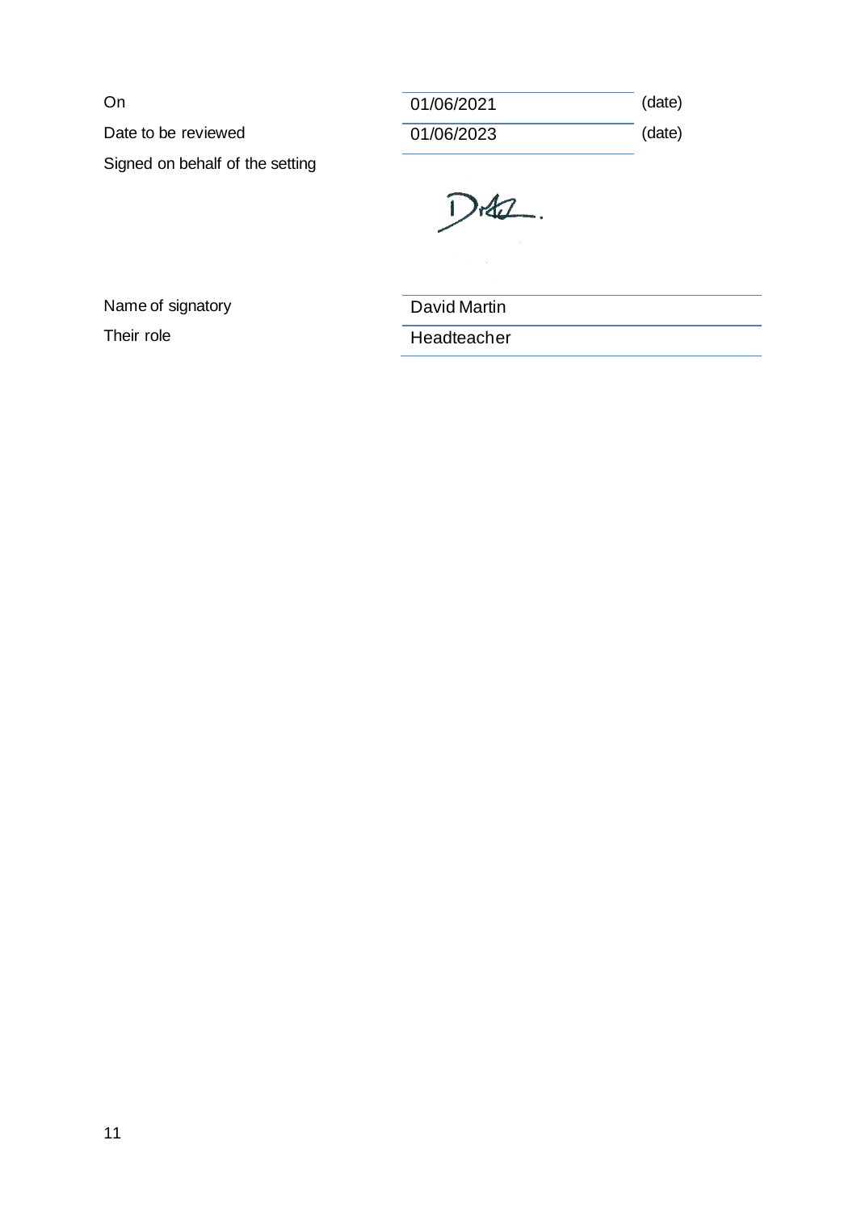| | | |
|---|---|---|
| On | 01/06/2021 | (date) |
| Date to be reviewed | 01/06/2023 | (date) |
| Signed on behalf of the setting | | |
| Name of signatory | David Martin | |
| Their role | Headteacher | |